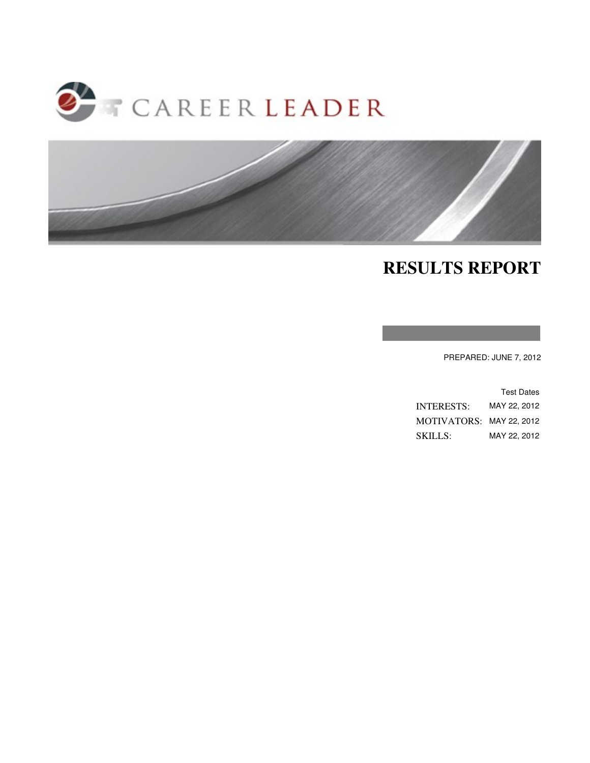CAREER LEADER

# RESULTS REPORT

PREPARED: JUNE 7, 2012

| | Test Dates |
|---|---|
| INTERESTS: | MAY 22, 2012 |
| MOTIVATORS: | MAY 22, 2012 |
| SKILLS: | MAY 22, 2012 |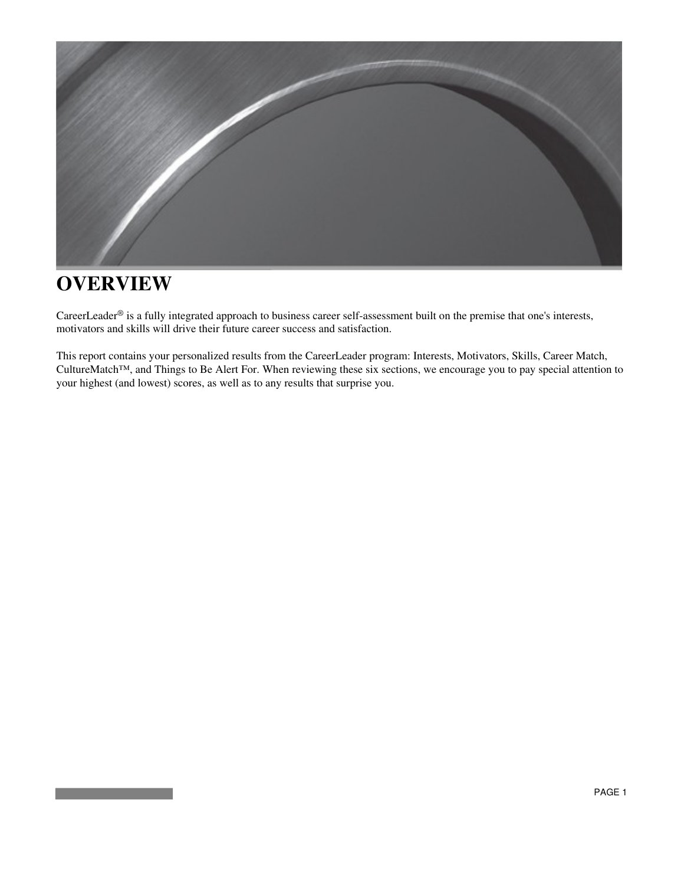# OVERVIEW

CareerLeader® is a fully integrated approach to business career self-assessment built on the premise that one's interests, motivators and skills will drive their future career success and satisfaction.

This report contains your personalized results from the CareerLeader program: Interests, Motivators, Skills, Career Match, CultureMatch™, and Things to Be Alert For. When reviewing these six sections, we encourage you to pay special attention to your highest (and lowest) scores, as well as to any results that surprise you.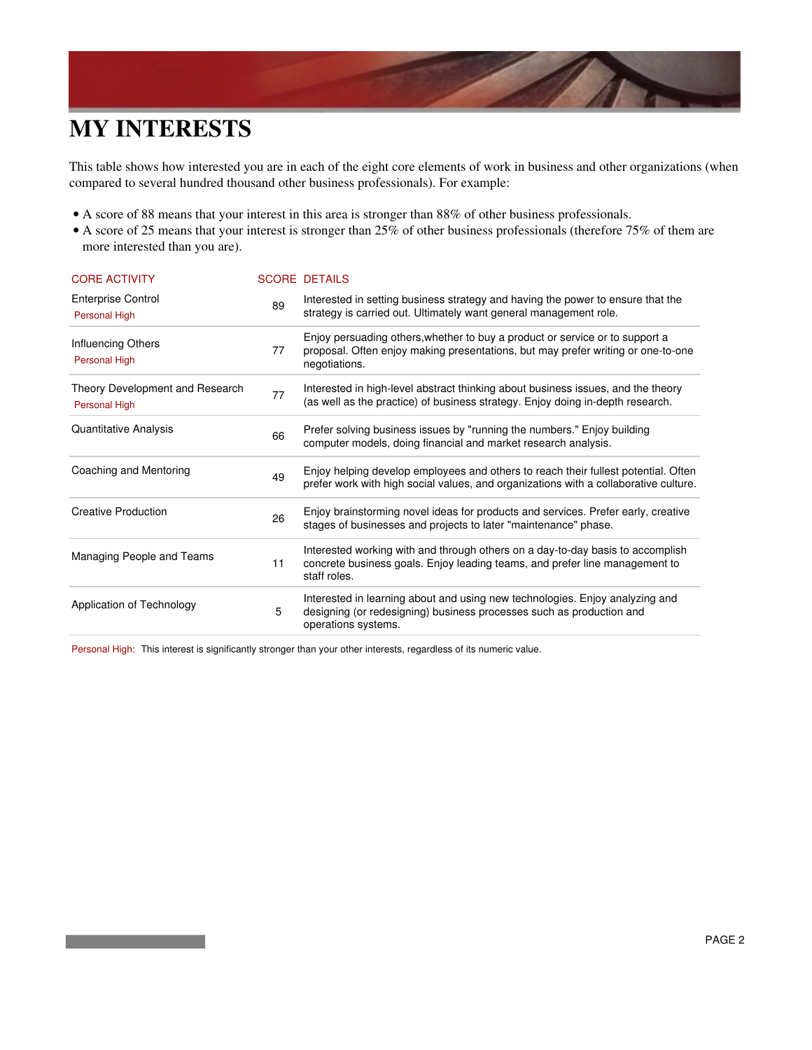# MY INTERESTS

This table shows how interested you are in each of the eight core elements of work in business and other organizations (when compared to several hundred thousand other business professionals). For example:

- A score of 88 means that your interest in this area is stronger than 88% of other business professionals.
- A score of 25 means that your interest is stronger than 25% of other business professionals (therefore 75% of them are more interested than you are).

| CORE ACTIVITY | SCORE | DETAILS |
|---|---|---|
| Enterprise Control<br>Personal High | 89 | Interested in setting business strategy and having the power to ensure that the strategy is carried out. Ultimately want general management role. |
| Influencing Others<br>Personal High | 77 | Enjoy persuading others,whether to buy a product or service or to support a proposal. Often enjoy making presentations, but may prefer writing or one-to-one negotiations. |
| Theory Development and Research<br>Personal High | 77 | Interested in high-level abstract thinking about business issues, and the theory (as well as the practice) of business strategy. Enjoy doing in-depth research. |
| Quantitative Analysis | 66 | Prefer solving business issues by "running the numbers." Enjoy building computer models, doing financial and market research analysis. |
| Coaching and Mentoring | 49 | Enjoy helping develop employees and others to reach their fullest potential. Often prefer work with high social values, and organizations with a collaborative culture. |
| Creative Production | 26 | Enjoy brainstorming novel ideas for products and services. Prefer early, creative stages of businesses and projects to later "maintenance" phase. |
| Managing People and Teams | 11 | Interested working with and through others on a day-to-day basis to accomplish concrete business goals. Enjoy leading teams, and prefer line management to staff roles. |
| Application of Technology | 5 | Interested in learning about and using new technologies. Enjoy analyzing and designing (or redesigning) business processes such as production and operations systems. |

Personal High: This interest is significantly stronger than your other interests, regardless of its numeric value.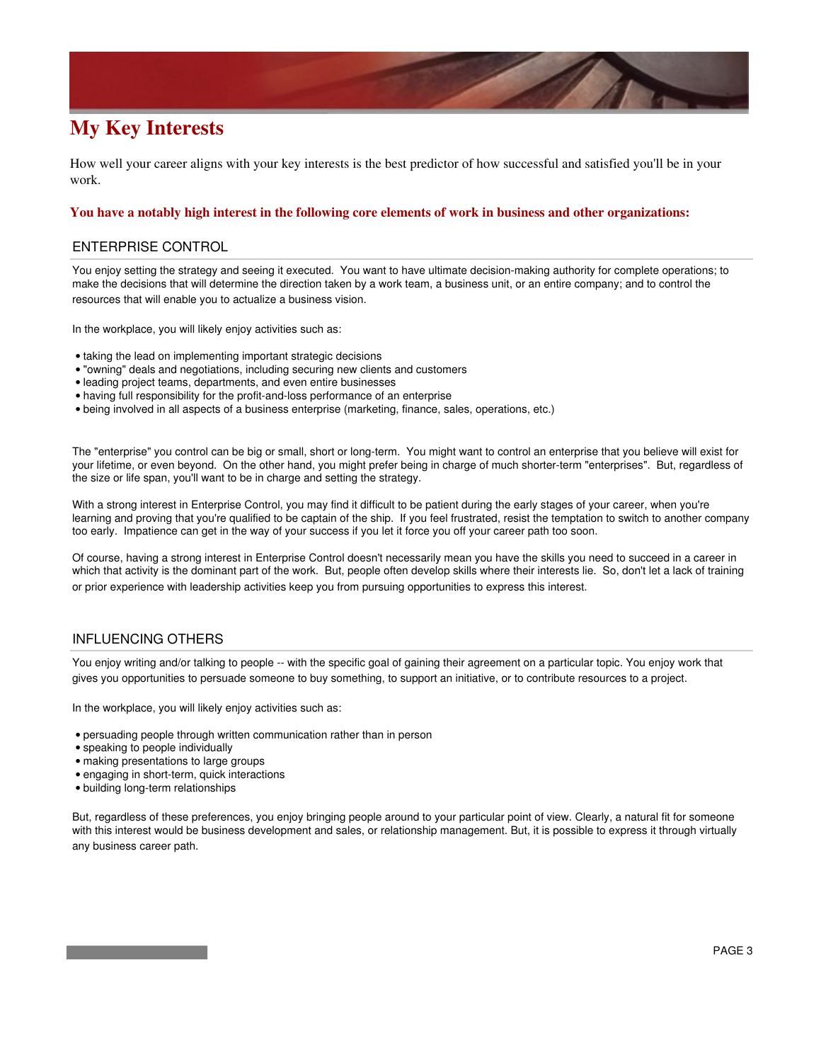# My Key Interests

How well your career aligns with your key interests is the best predictor of how successful and satisfied you'll be in your work.

**You have a notably high interest in the following core elements of work in business and other organizations:**

## ENTERPRISE CONTROL

You enjoy setting the strategy and seeing it executed. You want to have ultimate decision-making authority for complete operations; to make the decisions that will determine the direction taken by a work team, a business unit, or an entire company; and to control the resources that will enable you to actualize a business vision.

In the workplace, you will likely enjoy activities such as:

- taking the lead on implementing important strategic decisions
- "owning" deals and negotiations, including securing new clients and customers
- leading project teams, departments, and even entire businesses
- having full responsibility for the profit-and-loss performance of an enterprise
- being involved in all aspects of a business enterprise (marketing, finance, sales, operations, etc.)

The "enterprise" you control can be big or small, short or long-term. You might want to control an enterprise that you believe will exist for your lifetime, or even beyond. On the other hand, you might prefer being in charge of much shorter-term "enterprises". But, regardless of the size or life span, you'll want to be in charge and setting the strategy.

With a strong interest in Enterprise Control, you may find it difficult to be patient during the early stages of your career, when you're learning and proving that you're qualified to be captain of the ship. If you feel frustrated, resist the temptation to switch to another company too early. Impatience can get in the way of your success if you let it force you off your career path too soon.

Of course, having a strong interest in Enterprise Control doesn't necessarily mean you have the skills you need to succeed in a career in which that activity is the dominant part of the work. But, people often develop skills where their interests lie. So, don't let a lack of training or prior experience with leadership activities keep you from pursuing opportunities to express this interest.

## INFLUENCING OTHERS

You enjoy writing and/or talking to people -- with the specific goal of gaining their agreement on a particular topic. You enjoy work that gives you opportunities to persuade someone to buy something, to support an initiative, or to contribute resources to a project.

In the workplace, you will likely enjoy activities such as:

- persuading people through written communication rather than in person
- speaking to people individually
- making presentations to large groups
- engaging in short-term, quick interactions
- building long-term relationships

But, regardless of these preferences, you enjoy bringing people around to your particular point of view. Clearly, a natural fit for someone with this interest would be business development and sales, or relationship management. But, it is possible to express it through virtually any business career path.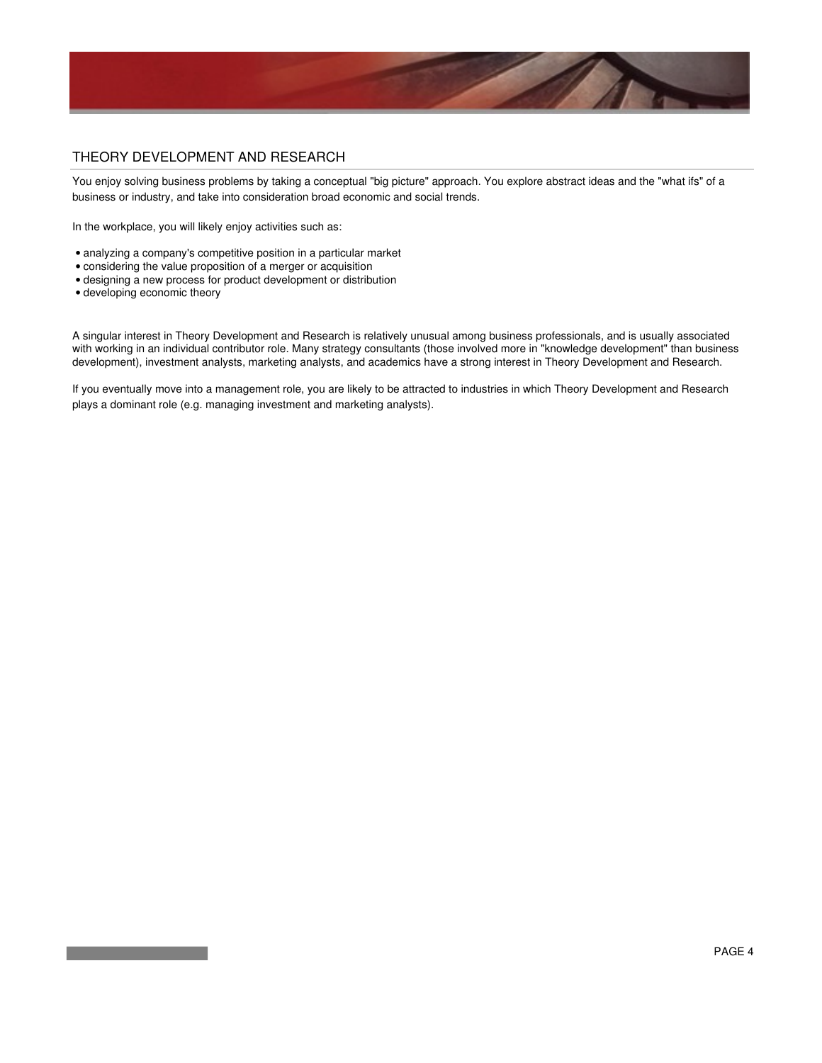## THEORY DEVELOPMENT AND RESEARCH

You enjoy solving business problems by taking a conceptual "big picture" approach. You explore abstract ideas and the "what ifs" of a business or industry, and take into consideration broad economic and social trends.

In the workplace, you will likely enjoy activities such as:

- analyzing a company's competitive position in a particular market
- considering the value proposition of a merger or acquisition
- designing a new process for product development or distribution
- developing economic theory

A singular interest in Theory Development and Research is relatively unusual among business professionals, and is usually associated with working in an individual contributor role. Many strategy consultants (those involved more in "knowledge development" than business development), investment analysts, marketing analysts, and academics have a strong interest in Theory Development and Research.

If you eventually move into a management role, you are likely to be attracted to industries in which Theory Development and Research plays a dominant role (e.g. managing investment and marketing analysts).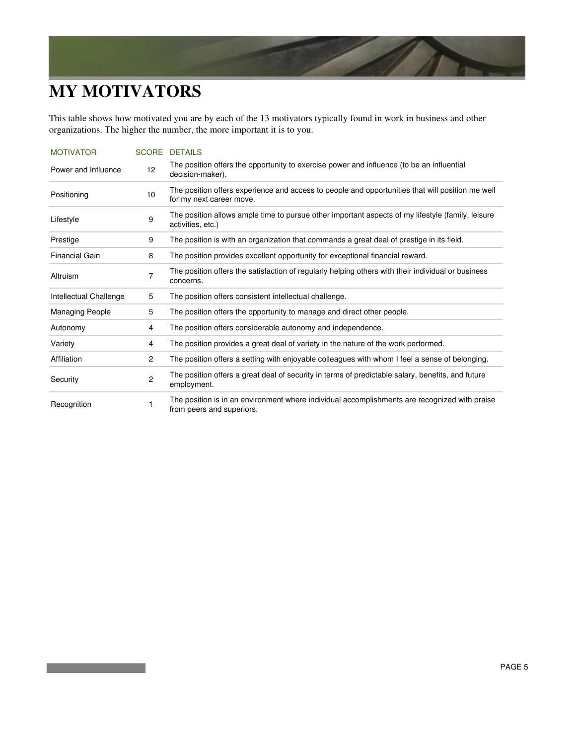# MY MOTIVATORS

This table shows how motivated you are by each of the 13 motivators typically found in work in business and other organizations. The higher the number, the more important it is to you.

| MOTIVATOR | SCORE | DETAILS |
|---|---|---|
| Power and Influence | 12 | The position offers the opportunity to exercise power and influence (to be an influential decision-maker). |
| Positioning | 10 | The position offers experience and access to people and opportunities that will position me well for my next career move. |
| Lifestyle | 9 | The position allows ample time to pursue other important aspects of my lifestyle (family, leisure activities, etc.) |
| Prestige | 9 | The position is with an organization that commands a great deal of prestige in its field. |
| Financial Gain | 8 | The position provides excellent opportunity for exceptional financial reward. |
| Altruism | 7 | The position offers the satisfaction of regularly helping others with their individual or business concerns. |
| Intellectual Challenge | 5 | The position offers consistent intellectual challenge. |
| Managing People | 5 | The position offers the opportunity to manage and direct other people. |
| Autonomy | 4 | The position offers considerable autonomy and independence. |
| Variety | 4 | The position provides a great deal of variety in the nature of the work performed. |
| Affiliation | 2 | The position offers a setting with enjoyable colleagues with whom I feel a sense of belonging. |
| Security | 2 | The position offers a great deal of security in terms of predictable salary, benefits, and future employment. |
| Recognition | 1 | The position is in an environment where individual accomplishments are recognized with praise from peers and superiors. |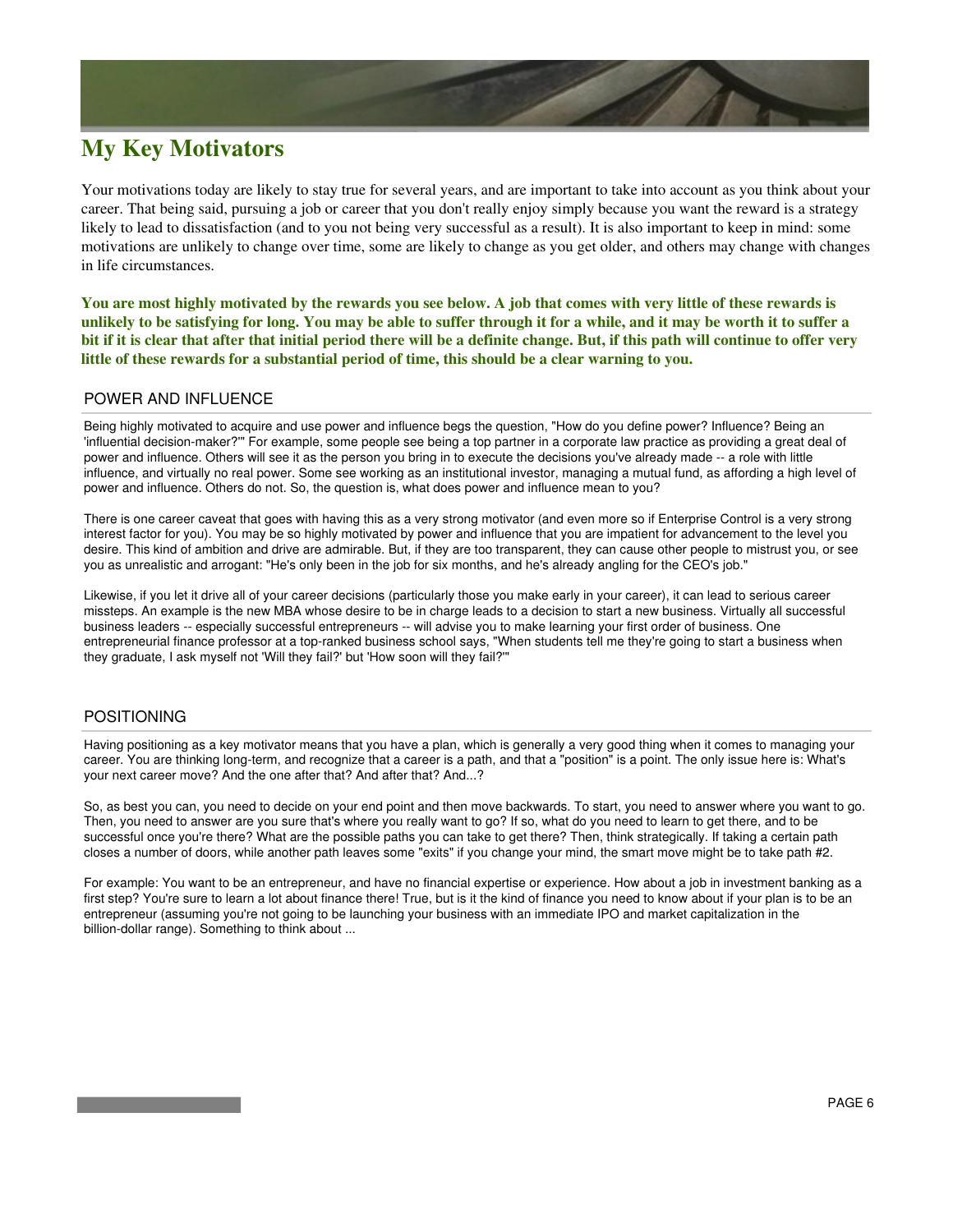# My Key Motivators

Your motivations today are likely to stay true for several years, and are important to take into account as you think about your career. That being said, pursuing a job or career that you don't really enjoy simply because you want the reward is a strategy likely to lead to dissatisfaction (and to you not being very successful as a result). It is also important to keep in mind: some motivations are unlikely to change over time, some are likely to change as you get older, and others may change with changes in life circumstances.

**You are most highly motivated by the rewards you see below. A job that comes with very little of these rewards is unlikely to be satisfying for long. You may be able to suffer through it for a while, and it may be worth it to suffer a bit if it is clear that after that initial period there will be a definite change. But, if this path will continue to offer very little of these rewards for a substantial period of time, this should be a clear warning to you.**

## POWER AND INFLUENCE

Being highly motivated to acquire and use power and influence begs the question, "How do you define power? Influence? Being an 'influential decision-maker?'" For example, some people see being a top partner in a corporate law practice as providing a great deal of power and influence. Others will see it as the person you bring in to execute the decisions you've already made -- a role with little influence, and virtually no real power. Some see working as an institutional investor, managing a mutual fund, as affording a high level of power and influence. Others do not. So, the question is, what does power and influence mean to you?

There is one career caveat that goes with having this as a very strong motivator (and even more so if Enterprise Control is a very strong interest factor for you). You may be so highly motivated by power and influence that you are impatient for advancement to the level you desire. This kind of ambition and drive are admirable. But, if they are too transparent, they can cause other people to mistrust you, or see you as unrealistic and arrogant: "He's only been in the job for six months, and he's already angling for the CEO's job."

Likewise, if you let it drive all of your career decisions (particularly those you make early in your career), it can lead to serious career missteps. An example is the new MBA whose desire to be in charge leads to a decision to start a new business. Virtually all successful business leaders -- especially successful entrepreneurs -- will advise you to make learning your first order of business. One entrepreneurial finance professor at a top-ranked business school says, "When students tell me they're going to start a business when they graduate, I ask myself not 'Will they fail?' but 'How soon will they fail?'"

## POSITIONING

Having positioning as a key motivator means that you have a plan, which is generally a very good thing when it comes to managing your career. You are thinking long-term, and recognize that a career is a path, and that a "position" is a point. The only issue here is: What's your next career move? And the one after that? And after that? And...?

So, as best you can, you need to decide on your end point and then move backwards. To start, you need to answer where you want to go. Then, you need to answer are you sure that's where you really want to go? If so, what do you need to learn to get there, and to be successful once you're there? What are the possible paths you can take to get there? Then, think strategically. If taking a certain path closes a number of doors, while another path leaves some "exits" if you change your mind, the smart move might be to take path #2.

For example: You want to be an entrepreneur, and have no financial expertise or experience. How about a job in investment banking as a first step? You're sure to learn a lot about finance there! True, but is it the kind of finance you need to know about if your plan is to be an entrepreneur (assuming you're not going to be launching your business with an immediate IPO and market capitalization in the billion-dollar range). Something to think about ...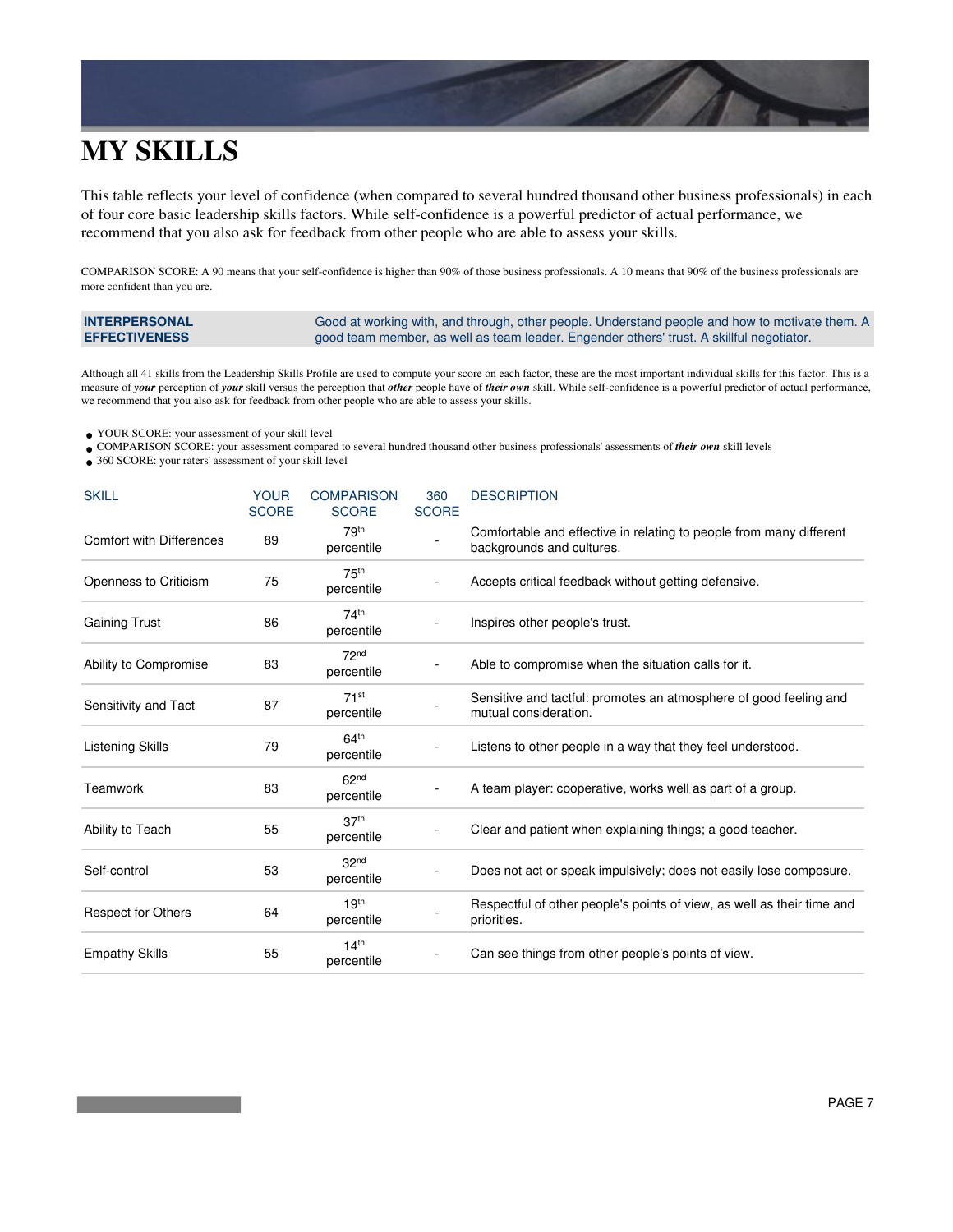# MY SKILLS

This table reflects your level of confidence (when compared to several hundred thousand other business professionals) in each of four core basic leadership skills factors. While self-confidence is a powerful predictor of actual performance, we recommend that you also ask for feedback from other people who are able to assess your skills.

COMPARISON SCORE: A 90 means that your self-confidence is higher than 90% of those business professionals. A 10 means that 90% of the business professionals are more confident than you are.

| **INTERPERSONAL EFFECTIVENESS** | Good at working with, and through, other people. Understand people and how to motivate them. A good team member, as well as team leader. Engender others' trust. A skillful negotiator. |
|---|---|

Although all 41 skills from the Leadership Skills Profile are used to compute your score on each factor, these are the most important individual skills for this factor. This is a measure of ***your*** perception of ***your*** skill versus the perception that ***other*** people have of ***their own*** skill. While self-confidence is a powerful predictor of actual performance, we recommend that you also ask for feedback from other people who are able to assess your skills.

- YOUR SCORE: your assessment of your skill level
- COMPARISON SCORE: your assessment compared to several hundred thousand other business professionals' assessments of ***their own*** skill levels
- 360 SCORE: your raters' assessment of your skill level

| SKILL | YOUR SCORE | COMPARISON SCORE | 360 SCORE | DESCRIPTION |
|---|---|---|---|---|
| Comfort with Differences | 89 | 79th percentile | - | Comfortable and effective in relating to people from many different backgrounds and cultures. |
| Openness to Criticism | 75 | 75th percentile | - | Accepts critical feedback without getting defensive. |
| Gaining Trust | 86 | 74th percentile | - | Inspires other people's trust. |
| Ability to Compromise | 83 | 72nd percentile | - | Able to compromise when the situation calls for it. |
| Sensitivity and Tact | 87 | 71st percentile | - | Sensitive and tactful: promotes an atmosphere of good feeling and mutual consideration. |
| Listening Skills | 79 | 64th percentile | - | Listens to other people in a way that they feel understood. |
| Teamwork | 83 | 62nd percentile | - | A team player: cooperative, works well as part of a group. |
| Ability to Teach | 55 | 37th percentile | - | Clear and patient when explaining things; a good teacher. |
| Self-control | 53 | 32nd percentile | - | Does not act or speak impulsively; does not easily lose composure. |
| Respect for Others | 64 | 19th percentile | - | Respectful of other people's points of view, as well as their time and priorities. |
| Empathy Skills | 55 | 14th percentile | - | Can see things from other people's points of view. |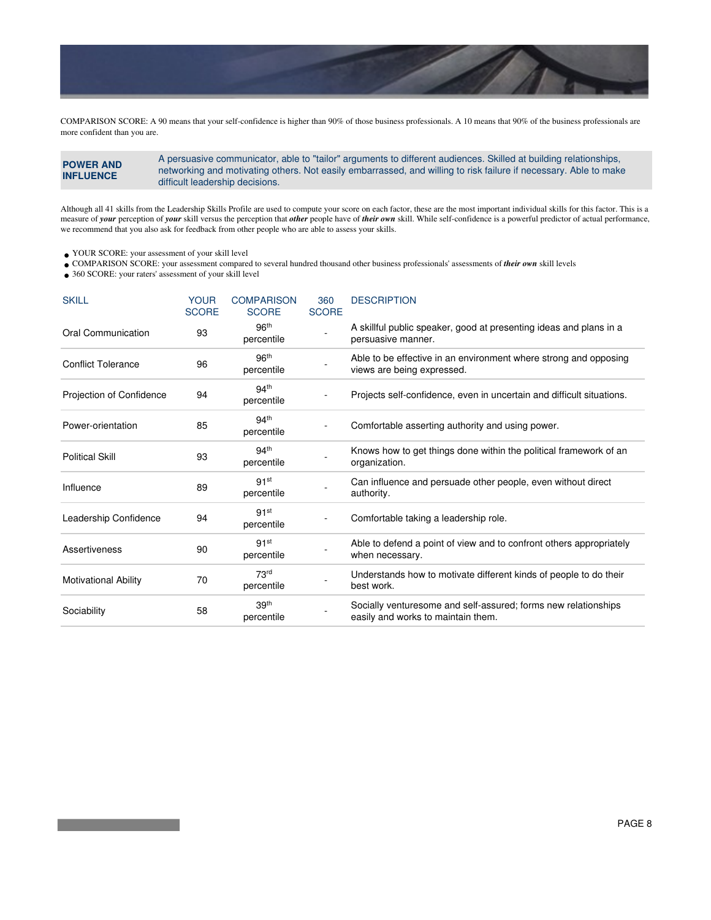COMPARISON SCORE: A 90 means that your self-confidence is higher than 90% of those business professionals. A 10 means that 90% of the business professionals are more confident than you are.

| **POWER AND INFLUENCE** | A persuasive communicator, able to "tailor" arguments to different audiences. Skilled at building relationships, networking and motivating others. Not easily embarrassed, and willing to risk failure if necessary. Able to make difficult leadership decisions. |
|---|---|

Although all 41 skills from the Leadership Skills Profile are used to compute your score on each factor, these are the most important individual skills for this factor. This is a measure of ***your*** perception of ***your*** skill versus the perception that ***other*** people have of ***their own*** skill. While self-confidence is a powerful predictor of actual performance, we recommend that you also ask for feedback from other people who are able to assess your skills.

- YOUR SCORE: your assessment of your skill level
- COMPARISON SCORE: your assessment compared to several hundred thousand other business professionals' assessments of ***their own*** skill levels
- 360 SCORE: your raters' assessment of your skill level

| SKILL | YOUR SCORE | COMPARISON SCORE | 360 SCORE | DESCRIPTION |
|---|---|---|---|---|
| Oral Communication | 93 | 96th percentile | - | A skillful public speaker, good at presenting ideas and plans in a persuasive manner. |
| Conflict Tolerance | 96 | 96th percentile | - | Able to be effective in an environment where strong and opposing views are being expressed. |
| Projection of Confidence | 94 | 94th percentile | - | Projects self-confidence, even in uncertain and difficult situations. |
| Power-orientation | 85 | 94th percentile | - | Comfortable asserting authority and using power. |
| Political Skill | 93 | 94th percentile | - | Knows how to get things done within the political framework of an organization. |
| Influence | 89 | 91st percentile | - | Can influence and persuade other people, even without direct authority. |
| Leadership Confidence | 94 | 91st percentile | - | Comfortable taking a leadership role. |
| Assertiveness | 90 | 91st percentile | - | Able to defend a point of view and to confront others appropriately when necessary. |
| Motivational Ability | 70 | 73rd percentile | - | Understands how to motivate different kinds of people to do their best work. |
| Sociability | 58 | 39th percentile | - | Socially venturesome and self-assured; forms new relationships easily and works to maintain them. |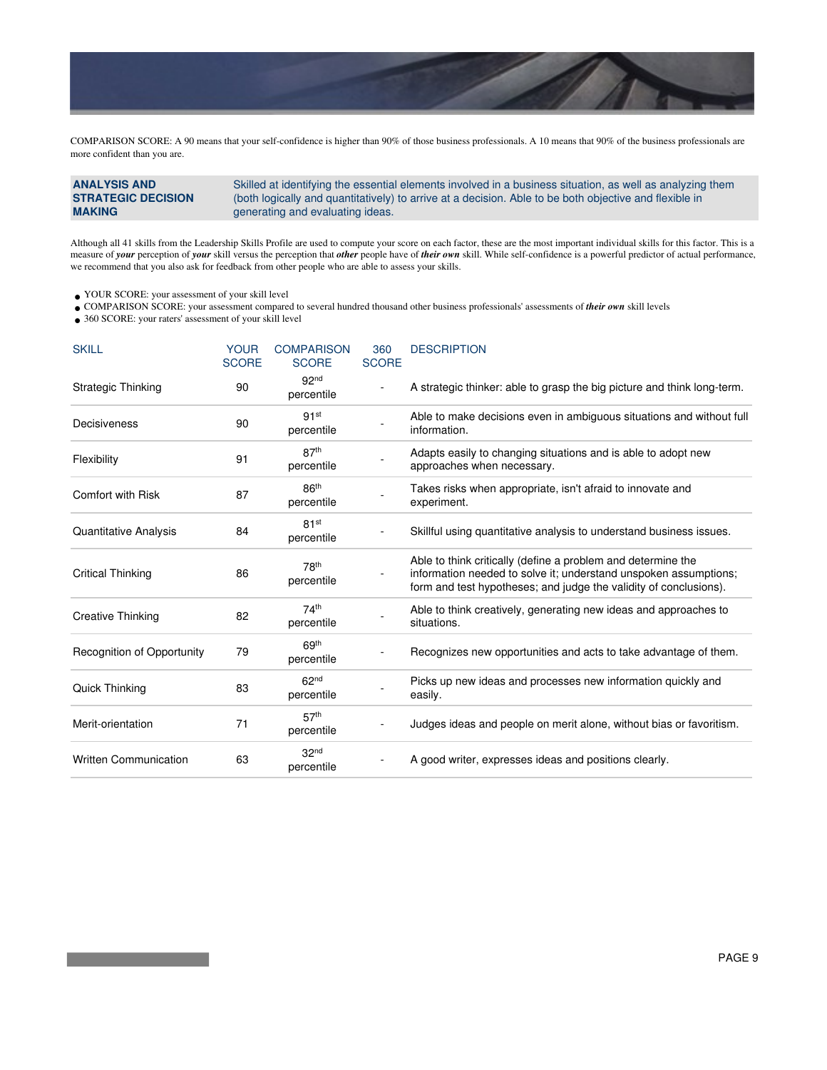COMPARISON SCORE: A 90 means that your self-confidence is higher than 90% of those business professionals. A 10 means that 90% of the business professionals are more confident than you are.

| **ANALYSIS AND STRATEGIC DECISION MAKING** | Skilled at identifying the essential elements involved in a business situation, as well as analyzing them (both logically and quantitatively) to arrive at a decision. Able to be both objective and flexible in generating and evaluating ideas. |
|---|---|

Although all 41 skills from the Leadership Skills Profile are used to compute your score on each factor, these are the most important individual skills for this factor. This is a measure of ***your*** perception of ***your*** skill versus the perception that ***other*** people have of ***their own*** skill. While self-confidence is a powerful predictor of actual performance, we recommend that you also ask for feedback from other people who are able to assess your skills.

- YOUR SCORE: your assessment of your skill level
- COMPARISON SCORE: your assessment compared to several hundred thousand other business professionals' assessments of ***their own*** skill levels
- 360 SCORE: your raters' assessment of your skill level

| SKILL | YOUR SCORE | COMPARISON SCORE | 360 SCORE | DESCRIPTION |
|---|---|---|---|---|
| Strategic Thinking | 90 | 92nd percentile | - | A strategic thinker: able to grasp the big picture and think long-term. |
| Decisiveness | 90 | 91st percentile | - | Able to make decisions even in ambiguous situations and without full information. |
| Flexibility | 91 | 87th percentile | - | Adapts easily to changing situations and is able to adopt new approaches when necessary. |
| Comfort with Risk | 87 | 86th percentile | - | Takes risks when appropriate, isn't afraid to innovate and experiment. |
| Quantitative Analysis | 84 | 81st percentile | - | Skillful using quantitative analysis to understand business issues. |
| Critical Thinking | 86 | 78th percentile | - | Able to think critically (define a problem and determine the information needed to solve it; understand unspoken assumptions; form and test hypotheses; and judge the validity of conclusions). |
| Creative Thinking | 82 | 74th percentile | - | Able to think creatively, generating new ideas and approaches to situations. |
| Recognition of Opportunity | 79 | 69th percentile | - | Recognizes new opportunities and acts to take advantage of them. |
| Quick Thinking | 83 | 62nd percentile | - | Picks up new ideas and processes new information quickly and easily. |
| Merit-orientation | 71 | 57th percentile | - | Judges ideas and people on merit alone, without bias or favoritism. |
| Written Communication | 63 | 32nd percentile | - | A good writer, expresses ideas and positions clearly. |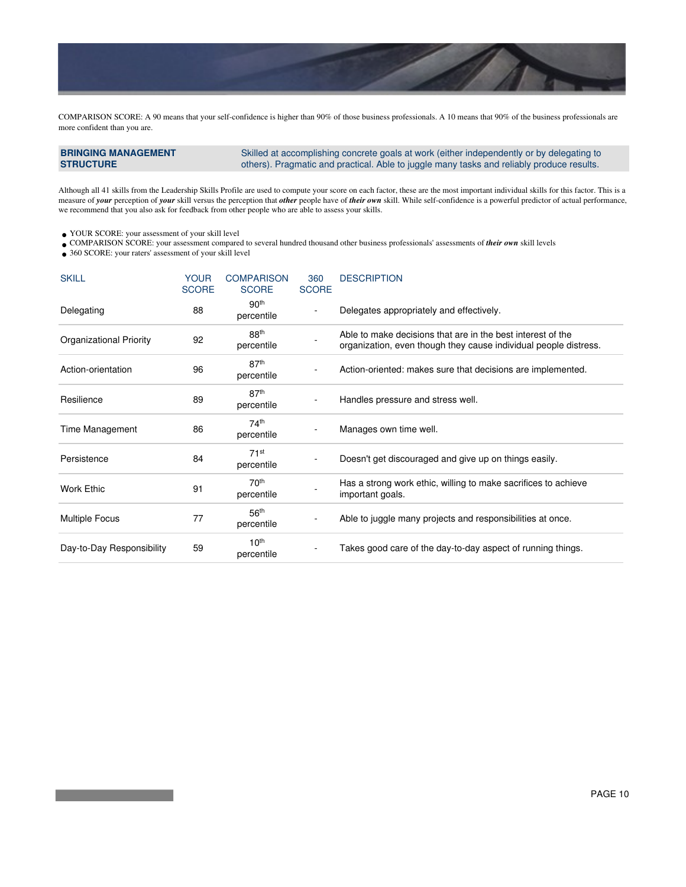COMPARISON SCORE: A 90 means that your self-confidence is higher than 90% of those business professionals. A 10 means that 90% of the business professionals are more confident than you are.

| **BRINGING MANAGEMENT STRUCTURE** | Skilled at accomplishing concrete goals at work (either independently or by delegating to others). Pragmatic and practical. Able to juggle many tasks and reliably produce results. |
|---|---|

Although all 41 skills from the Leadership Skills Profile are used to compute your score on each factor, these are the most important individual skills for this factor. This is a measure of ***your*** perception of ***your*** skill versus the perception that ***other*** people have of ***their own*** skill. While self-confidence is a powerful predictor of actual performance, we recommend that you also ask for feedback from other people who are able to assess your skills.

- YOUR SCORE: your assessment of your skill level
- COMPARISON SCORE: your assessment compared to several hundred thousand other business professionals' assessments of ***their own*** skill levels
- 360 SCORE: your raters' assessment of your skill level

| SKILL | YOUR SCORE | COMPARISON SCORE | 360 SCORE | DESCRIPTION |
|---|---|---|---|---|
| Delegating | 88 | 90th percentile | - | Delegates appropriately and effectively. |
| Organizational Priority | 92 | 88th percentile | - | Able to make decisions that are in the best interest of the organization, even though they cause individual people distress. |
| Action-orientation | 96 | 87th percentile | - | Action-oriented: makes sure that decisions are implemented. |
| Resilience | 89 | 87th percentile | - | Handles pressure and stress well. |
| Time Management | 86 | 74th percentile | - | Manages own time well. |
| Persistence | 84 | 71st percentile | - | Doesn't get discouraged and give up on things easily. |
| Work Ethic | 91 | 70th percentile | - | Has a strong work ethic, willing to make sacrifices to achieve important goals. |
| Multiple Focus | 77 | 56th percentile | - | Able to juggle many projects and responsibilities at once. |
| Day-to-Day Responsibility | 59 | 10th percentile | - | Takes good care of the day-to-day aspect of running things. |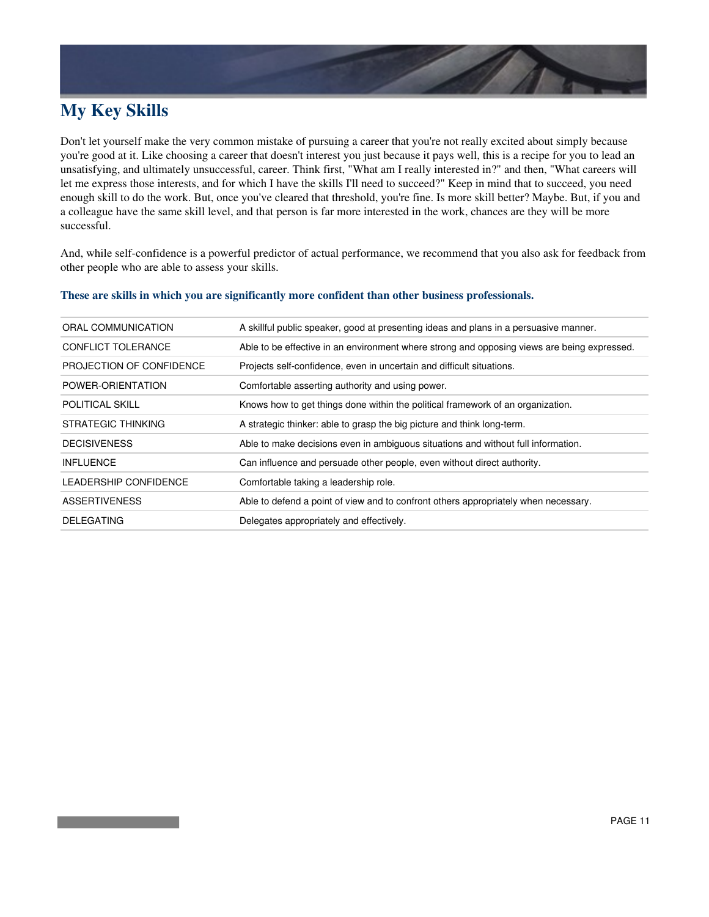# My Key Skills

Don't let yourself make the very common mistake of pursuing a career that you're not really excited about simply because you're good at it. Like choosing a career that doesn't interest you just because it pays well, this is a recipe for you to lead an unsatisfying, and ultimately unsuccessful, career. Think first, "What am I really interested in?" and then, "What careers will let me express those interests, and for which I have the skills I'll need to succeed?" Keep in mind that to succeed, you need enough skill to do the work. But, once you've cleared that threshold, you're fine. Is more skill better? Maybe. But, if you and a colleague have the same skill level, and that person is far more interested in the work, chances are they will be more successful.

And, while self-confidence is a powerful predictor of actual performance, we recommend that you also ask for feedback from other people who are able to assess your skills.

### These are skills in which you are significantly more confident than other business professionals.

| | |
|---|---|
| ORAL COMMUNICATION | A skillful public speaker, good at presenting ideas and plans in a persuasive manner. |
| CONFLICT TOLERANCE | Able to be effective in an environment where strong and opposing views are being expressed. |
| PROJECTION OF CONFIDENCE | Projects self-confidence, even in uncertain and difficult situations. |
| POWER-ORIENTATION | Comfortable asserting authority and using power. |
| POLITICAL SKILL | Knows how to get things done within the political framework of an organization. |
| STRATEGIC THINKING | A strategic thinker: able to grasp the big picture and think long-term. |
| DECISIVENESS | Able to make decisions even in ambiguous situations and without full information. |
| INFLUENCE | Can influence and persuade other people, even without direct authority. |
| LEADERSHIP CONFIDENCE | Comfortable taking a leadership role. |
| ASSERTIVENESS | Able to defend a point of view and to confront others appropriately when necessary. |
| DELEGATING | Delegates appropriately and effectively. |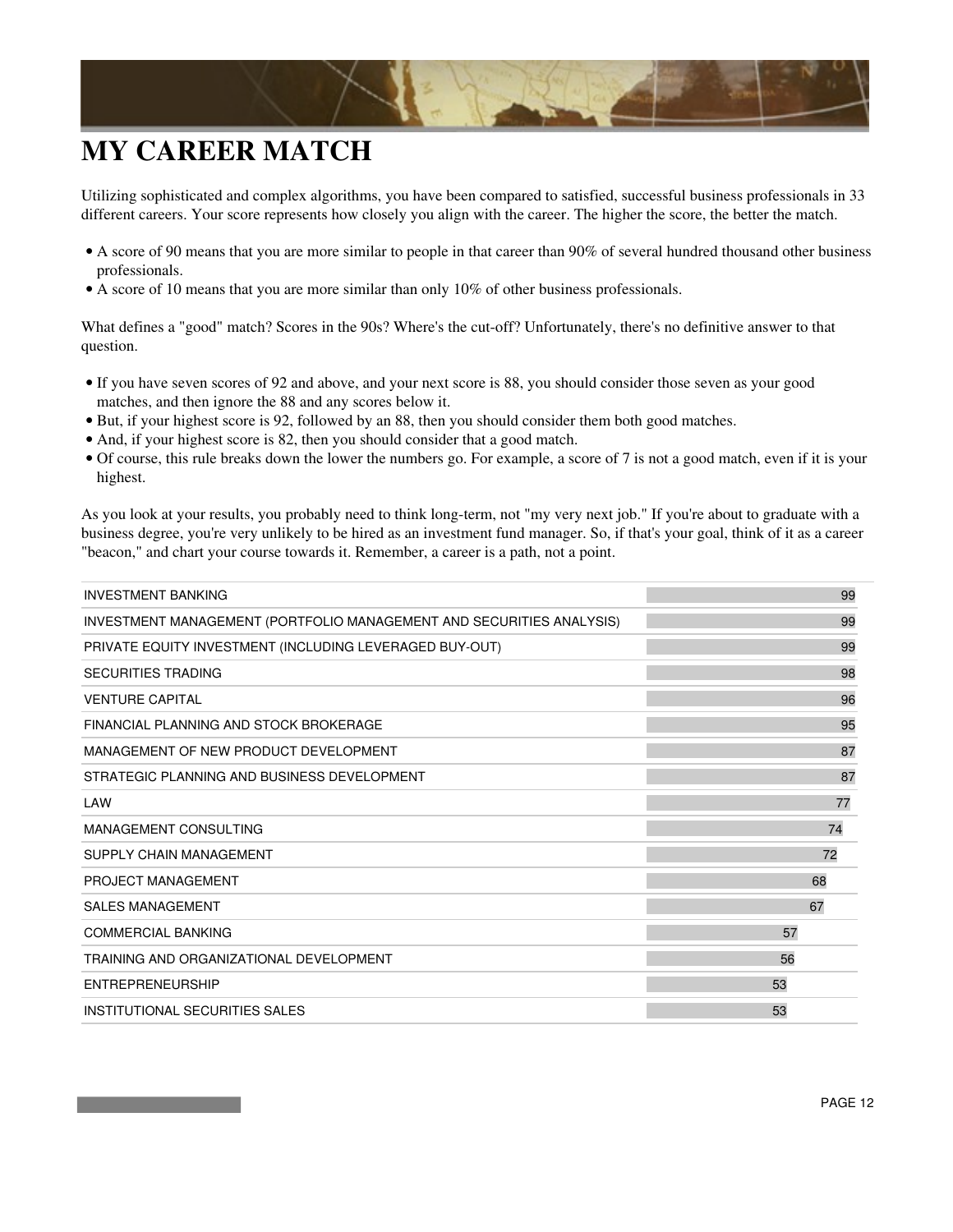# MY CAREER MATCH

Utilizing sophisticated and complex algorithms, you have been compared to satisfied, successful business professionals in 33 different careers. Your score represents how closely you align with the career. The higher the score, the better the match.

- A score of 90 means that you are more similar to people in that career than 90% of several hundred thousand other business professionals.
- A score of 10 means that you are more similar than only 10% of other business professionals.

What defines a "good" match? Scores in the 90s? Where's the cut-off? Unfortunately, there's no definitive answer to that question.

- If you have seven scores of 92 and above, and your next score is 88, you should consider those seven as your good matches, and then ignore the 88 and any scores below it.
- But, if your highest score is 92, followed by an 88, then you should consider them both good matches.
- And, if your highest score is 82, then you should consider that a good match.
- Of course, this rule breaks down the lower the numbers go. For example, a score of 7 is not a good match, even if it is your highest.

As you look at your results, you probably need to think long-term, not "my very next job." If you're about to graduate with a business degree, you're very unlikely to be hired as an investment fund manager. So, if that's your goal, think of it as a career "beacon," and chart your course towards it. Remember, a career is a path, not a point.

| Career | Score |
|---|---|
| INVESTMENT BANKING | 99 |
| INVESTMENT MANAGEMENT (PORTFOLIO MANAGEMENT AND SECURITIES ANALYSIS) | 99 |
| PRIVATE EQUITY INVESTMENT (INCLUDING LEVERAGED BUY-OUT) | 99 |
| SECURITIES TRADING | 98 |
| VENTURE CAPITAL | 96 |
| FINANCIAL PLANNING AND STOCK BROKERAGE | 95 |
| MANAGEMENT OF NEW PRODUCT DEVELOPMENT | 87 |
| STRATEGIC PLANNING AND BUSINESS DEVELOPMENT | 87 |
| LAW | 77 |
| MANAGEMENT CONSULTING | 74 |
| SUPPLY CHAIN MANAGEMENT | 72 |
| PROJECT MANAGEMENT | 68 |
| SALES MANAGEMENT | 67 |
| COMMERCIAL BANKING | 57 |
| TRAINING AND ORGANIZATIONAL DEVELOPMENT | 56 |
| ENTREPRENEURSHIP | 53 |
| INSTITUTIONAL SECURITIES SALES | 53 |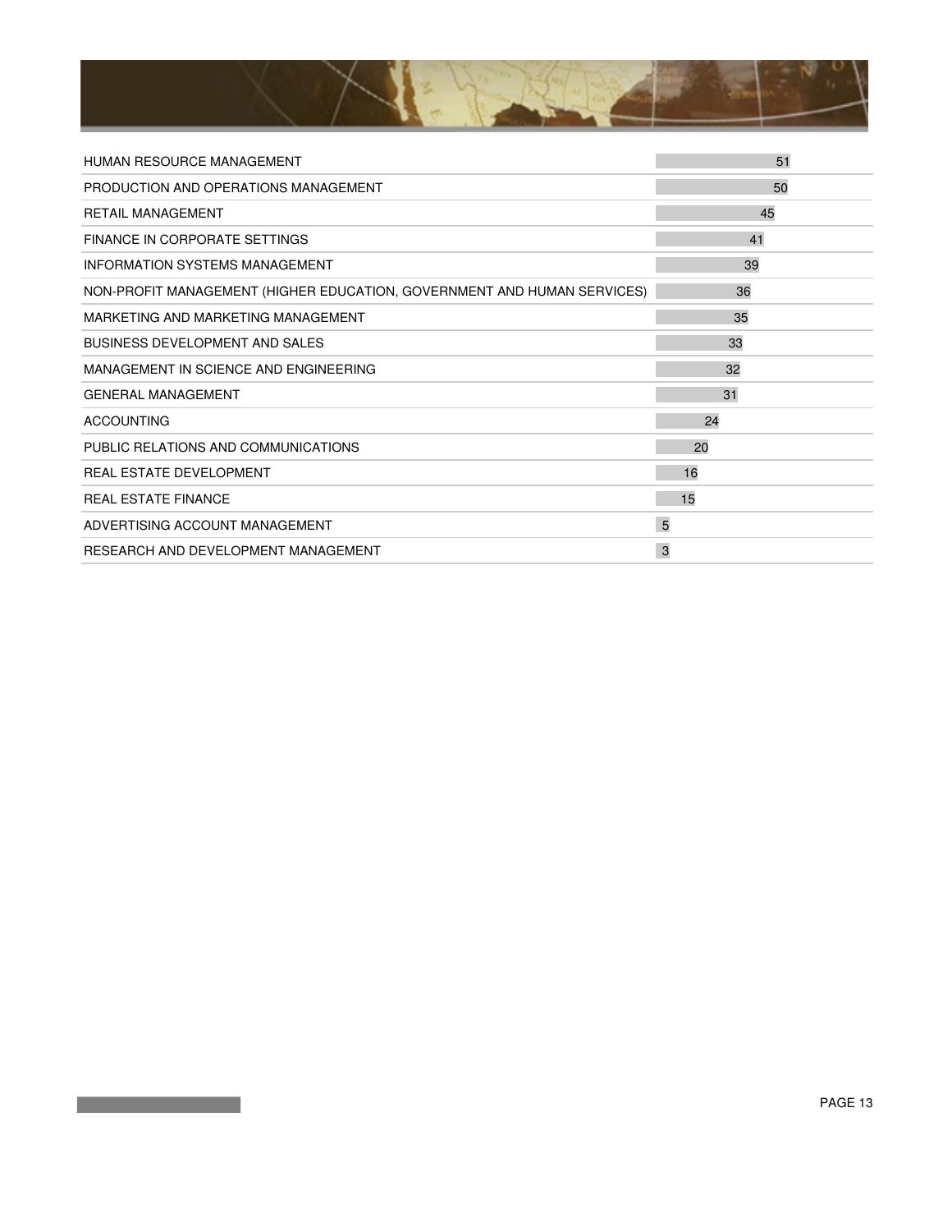| | |
|---|---|
| HUMAN RESOURCE MANAGEMENT | 51 |
| PRODUCTION AND OPERATIONS MANAGEMENT | 50 |
| RETAIL MANAGEMENT | 45 |
| FINANCE IN CORPORATE SETTINGS | 41 |
| INFORMATION SYSTEMS MANAGEMENT | 39 |
| NON-PROFIT MANAGEMENT (HIGHER EDUCATION, GOVERNMENT AND HUMAN SERVICES) | 36 |
| MARKETING AND MARKETING MANAGEMENT | 35 |
| BUSINESS DEVELOPMENT AND SALES | 33 |
| MANAGEMENT IN SCIENCE AND ENGINEERING | 32 |
| GENERAL MANAGEMENT | 31 |
| ACCOUNTING | 24 |
| PUBLIC RELATIONS AND COMMUNICATIONS | 20 |
| REAL ESTATE DEVELOPMENT | 16 |
| REAL ESTATE FINANCE | 15 |
| ADVERTISING ACCOUNT MANAGEMENT | 5 |
| RESEARCH AND DEVELOPMENT MANAGEMENT | 3 |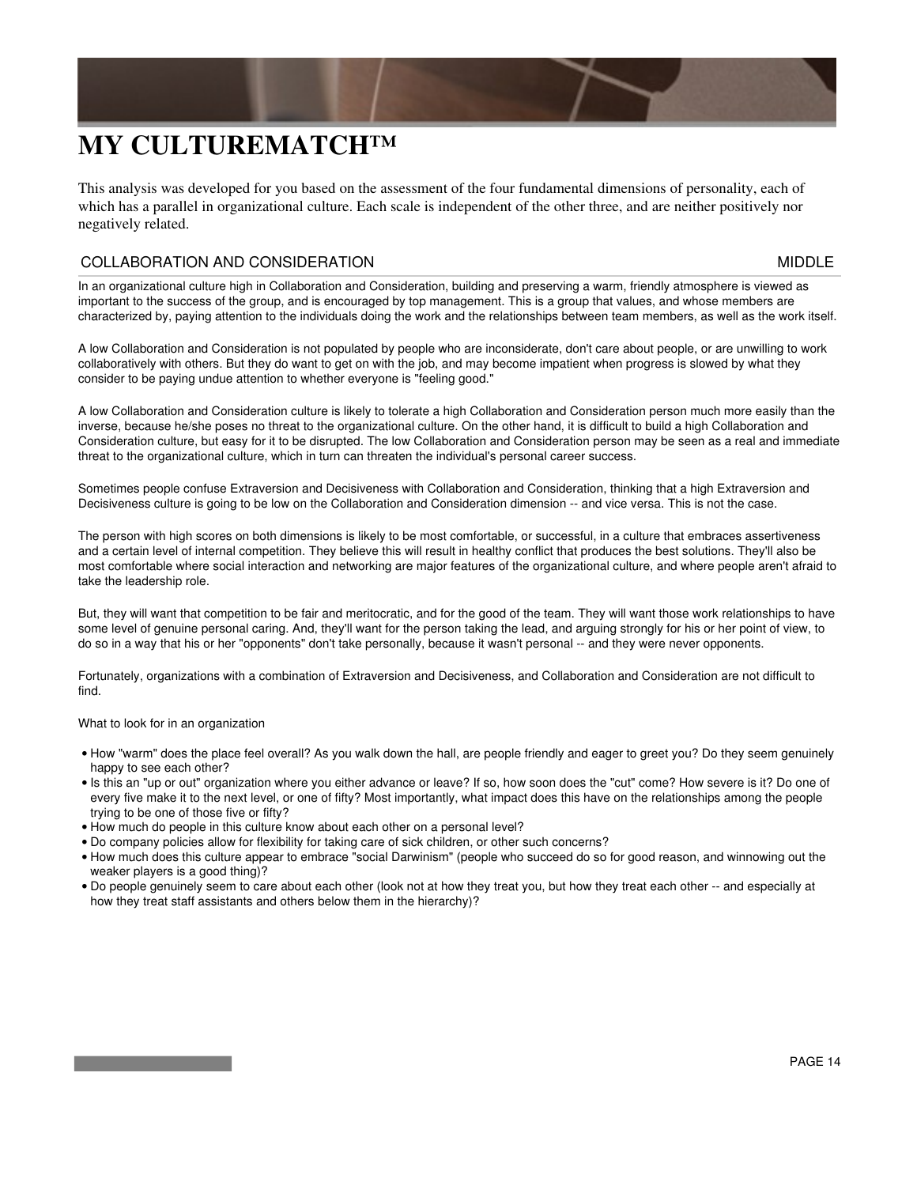# MY CULTUREMATCH™

This analysis was developed for you based on the assessment of the four fundamental dimensions of personality, each of which has a parallel in organizational culture. Each scale is independent of the other three, and are neither positively nor negatively related.

## COLLABORATION AND CONSIDERATION — MIDDLE

In an organizational culture high in Collaboration and Consideration, building and preserving a warm, friendly atmosphere is viewed as important to the success of the group, and is encouraged by top management. This is a group that values, and whose members are characterized by, paying attention to the individuals doing the work and the relationships between team members, as well as the work itself.

A low Collaboration and Consideration is not populated by people who are inconsiderate, don't care about people, or are unwilling to work collaboratively with others. But they do want to get on with the job, and may become impatient when progress is slowed by what they consider to be paying undue attention to whether everyone is "feeling good."

A low Collaboration and Consideration culture is likely to tolerate a high Collaboration and Consideration person much more easily than the inverse, because he/she poses no threat to the organizational culture. On the other hand, it is difficult to build a high Collaboration and Consideration culture, but easy for it to be disrupted. The low Collaboration and Consideration person may be seen as a real and immediate threat to the organizational culture, which in turn can threaten the individual's personal career success.

Sometimes people confuse Extraversion and Decisiveness with Collaboration and Consideration, thinking that a high Extraversion and Decisiveness culture is going to be low on the Collaboration and Consideration dimension -- and vice versa. This is not the case.

The person with high scores on both dimensions is likely to be most comfortable, or successful, in a culture that embraces assertiveness and a certain level of internal competition. They believe this will result in healthy conflict that produces the best solutions. They'll also be most comfortable where social interaction and networking are major features of the organizational culture, and where people aren't afraid to take the leadership role.

But, they will want that competition to be fair and meritocratic, and for the good of the team. They will want those work relationships to have some level of genuine personal caring. And, they'll want for the person taking the lead, and arguing strongly for his or her point of view, to do so in a way that his or her "opponents" don't take personally, because it wasn't personal -- and they were never opponents.

Fortunately, organizations with a combination of Extraversion and Decisiveness, and Collaboration and Consideration are not difficult to find.

What to look for in an organization

- How "warm" does the place feel overall? As you walk down the hall, are people friendly and eager to greet you? Do they seem genuinely happy to see each other?
- Is this an "up or out" organization where you either advance or leave? If so, how soon does the "cut" come? How severe is it? Do one of every five make it to the next level, or one of fifty? Most importantly, what impact does this have on the relationships among the people trying to be one of those five or fifty?
- How much do people in this culture know about each other on a personal level?
- Do company policies allow for flexibility for taking care of sick children, or other such concerns?
- How much does this culture appear to embrace "social Darwinism" (people who succeed do so for good reason, and winnowing out the weaker players is a good thing)?
- Do people genuinely seem to care about each other (look not at how they treat you, but how they treat each other -- and especially at how they treat staff assistants and others below them in the hierarchy)?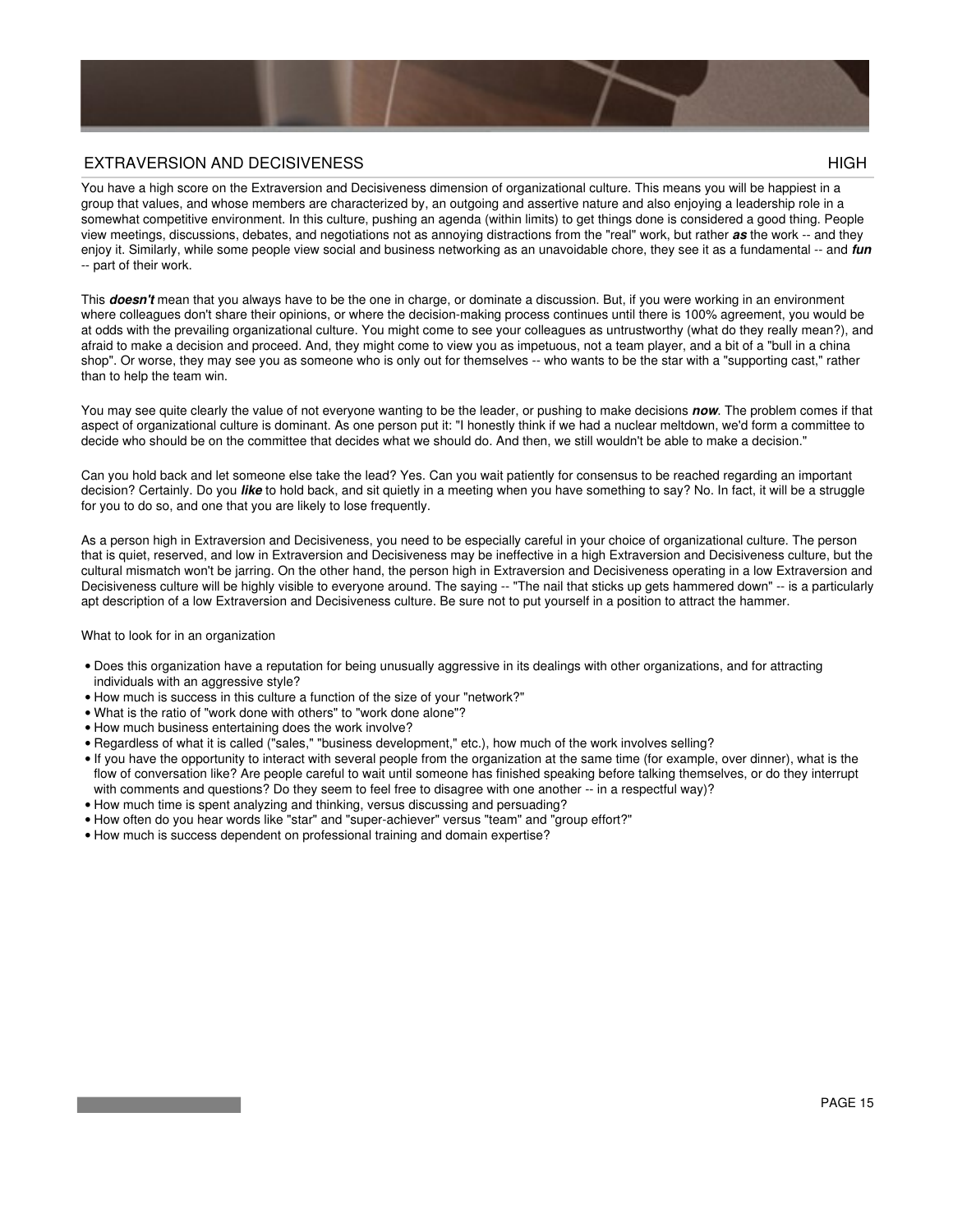## EXTRAVERSION AND DECISIVENESS HIGH

You have a high score on the Extraversion and Decisiveness dimension of organizational culture. This means you will be happiest in a group that values, and whose members are characterized by, an outgoing and assertive nature and also enjoying a leadership role in a somewhat competitive environment. In this culture, pushing an agenda (within limits) to get things done is considered a good thing. People view meetings, discussions, debates, and negotiations not as annoying distractions from the "real" work, but rather ***as*** the work -- and they enjoy it. Similarly, while some people view social and business networking as an unavoidable chore, they see it as a fundamental -- and ***fun*** -- part of their work.

This ***doesn't*** mean that you always have to be the one in charge, or dominate a discussion. But, if you were working in an environment where colleagues don't share their opinions, or where the decision-making process continues until there is 100% agreement, you would be at odds with the prevailing organizational culture. You might come to see your colleagues as untrustworthy (what do they really mean?), and afraid to make a decision and proceed. And, they might come to view you as impetuous, not a team player, and a bit of a "bull in a china shop". Or worse, they may see you as someone who is only out for themselves -- who wants to be the star with a "supporting cast," rather than to help the team win.

You may see quite clearly the value of not everyone wanting to be the leader, or pushing to make decisions ***now***. The problem comes if that aspect of organizational culture is dominant. As one person put it: "I honestly think if we had a nuclear meltdown, we'd form a committee to decide who should be on the committee that decides what we should do. And then, we still wouldn't be able to make a decision."

Can you hold back and let someone else take the lead? Yes. Can you wait patiently for consensus to be reached regarding an important decision? Certainly. Do you ***like*** to hold back, and sit quietly in a meeting when you have something to say? No. In fact, it will be a struggle for you to do so, and one that you are likely to lose frequently.

As a person high in Extraversion and Decisiveness, you need to be especially careful in your choice of organizational culture. The person that is quiet, reserved, and low in Extraversion and Decisiveness may be ineffective in a high Extraversion and Decisiveness culture, but the cultural mismatch won't be jarring. On the other hand, the person high in Extraversion and Decisiveness operating in a low Extraversion and Decisiveness culture will be highly visible to everyone around. The saying -- "The nail that sticks up gets hammered down" -- is a particularly apt description of a low Extraversion and Decisiveness culture. Be sure not to put yourself in a position to attract the hammer.

What to look for in an organization

- Does this organization have a reputation for being unusually aggressive in its dealings with other organizations, and for attracting individuals with an aggressive style?
- How much is success in this culture a function of the size of your "network?"
- What is the ratio of "work done with others" to "work done alone"?
- How much business entertaining does the work involve?
- Regardless of what it is called ("sales," "business development," etc.), how much of the work involves selling?
- If you have the opportunity to interact with several people from the organization at the same time (for example, over dinner), what is the flow of conversation like? Are people careful to wait until someone has finished speaking before talking themselves, or do they interrupt with comments and questions? Do they seem to feel free to disagree with one another -- in a respectful way)?
- How much time is spent analyzing and thinking, versus discussing and persuading?
- How often do you hear words like "star" and "super-achiever" versus "team" and "group effort?"
- How much is success dependent on professional training and domain expertise?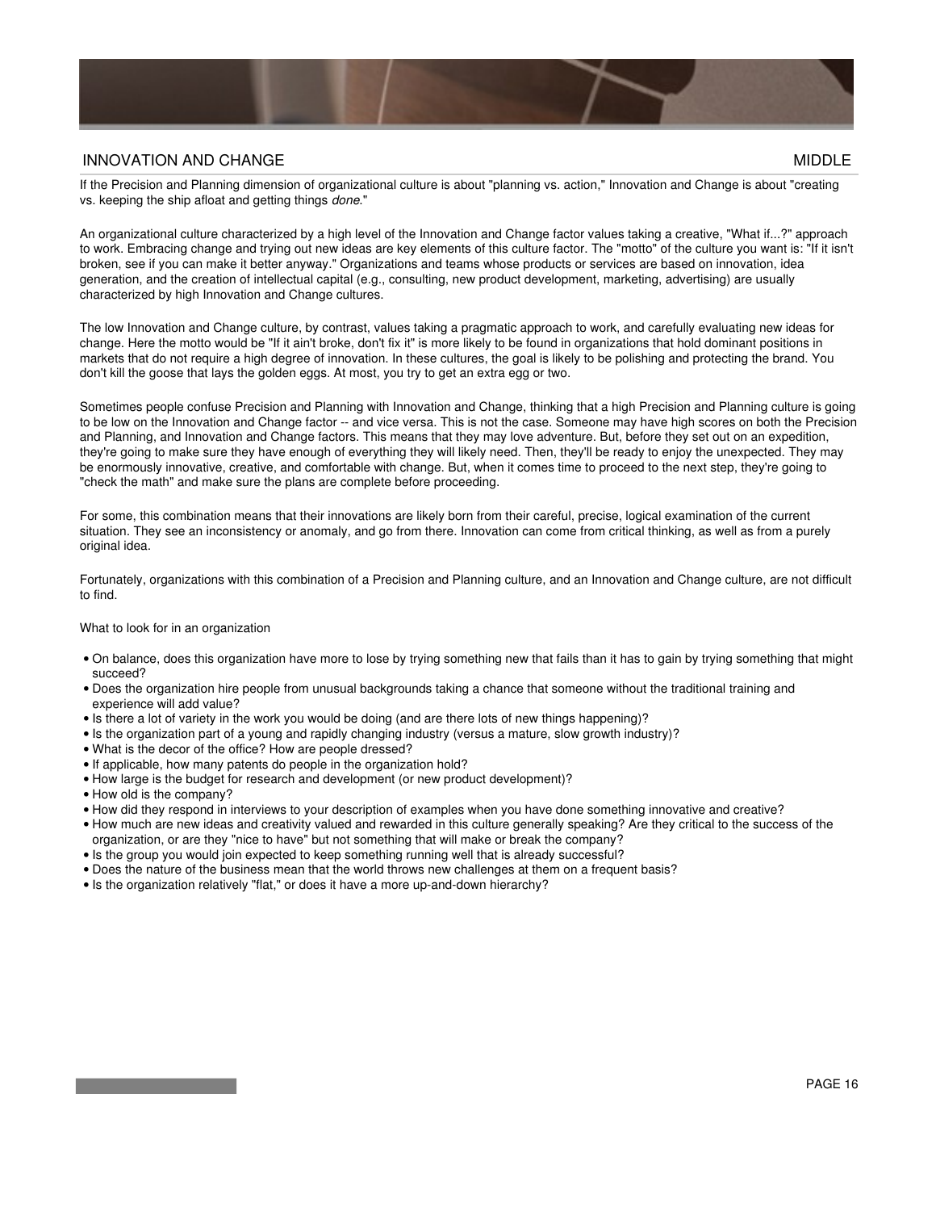## INNOVATION AND CHANGE MIDDLE

If the Precision and Planning dimension of organizational culture is about "planning vs. action," Innovation and Change is about "creating vs. keeping the ship afloat and getting things *done*."

An organizational culture characterized by a high level of the Innovation and Change factor values taking a creative, "What if...?" approach to work. Embracing change and trying out new ideas are key elements of this culture factor. The "motto" of the culture you want is: "If it isn't broken, see if you can make it better anyway." Organizations and teams whose products or services are based on innovation, idea generation, and the creation of intellectual capital (e.g., consulting, new product development, marketing, advertising) are usually characterized by high Innovation and Change cultures.

The low Innovation and Change culture, by contrast, values taking a pragmatic approach to work, and carefully evaluating new ideas for change. Here the motto would be "If it ain't broke, don't fix it" is more likely to be found in organizations that hold dominant positions in markets that do not require a high degree of innovation. In these cultures, the goal is likely to be polishing and protecting the brand. You don't kill the goose that lays the golden eggs. At most, you try to get an extra egg or two.

Sometimes people confuse Precision and Planning with Innovation and Change, thinking that a high Precision and Planning culture is going to be low on the Innovation and Change factor -- and vice versa. This is not the case. Someone may have high scores on both the Precision and Planning, and Innovation and Change factors. This means that they may love adventure. But, before they set out on an expedition, they're going to make sure they have enough of everything they will likely need. Then, they'll be ready to enjoy the unexpected. They may be enormously innovative, creative, and comfortable with change. But, when it comes time to proceed to the next step, they're going to "check the math" and make sure the plans are complete before proceeding.

For some, this combination means that their innovations are likely born from their careful, precise, logical examination of the current situation. They see an inconsistency or anomaly, and go from there. Innovation can come from critical thinking, as well as from a purely original idea.

Fortunately, organizations with this combination of a Precision and Planning culture, and an Innovation and Change culture, are not difficult to find.

What to look for in an organization

- On balance, does this organization have more to lose by trying something new that fails than it has to gain by trying something that might succeed?
- Does the organization hire people from unusual backgrounds taking a chance that someone without the traditional training and experience will add value?
- Is there a lot of variety in the work you would be doing (and are there lots of new things happening)?
- Is the organization part of a young and rapidly changing industry (versus a mature, slow growth industry)?
- What is the decor of the office? How are people dressed?
- If applicable, how many patents do people in the organization hold?
- How large is the budget for research and development (or new product development)?
- How old is the company?
- How did they respond in interviews to your description of examples when you have done something innovative and creative?
- How much are new ideas and creativity valued and rewarded in this culture generally speaking? Are they critical to the success of the organization, or are they "nice to have" but not something that will make or break the company?
- Is the group you would join expected to keep something running well that is already successful?
- Does the nature of the business mean that the world throws new challenges at them on a frequent basis?
- Is the organization relatively "flat," or does it have a more up-and-down hierarchy?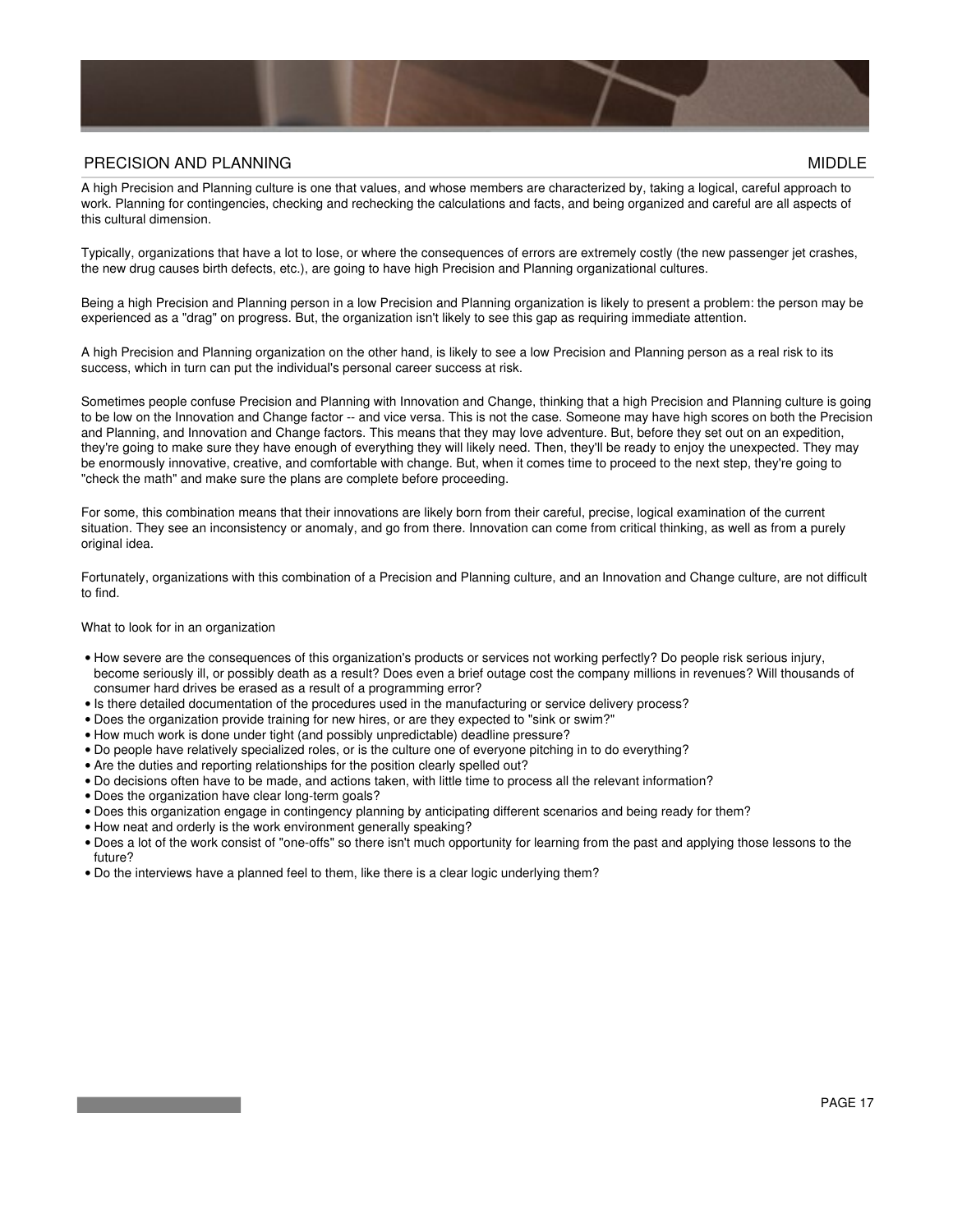## PRECISION AND PLANNING — MIDDLE

A high Precision and Planning culture is one that values, and whose members are characterized by, taking a logical, careful approach to work. Planning for contingencies, checking and rechecking the calculations and facts, and being organized and careful are all aspects of this cultural dimension.

Typically, organizations that have a lot to lose, or where the consequences of errors are extremely costly (the new passenger jet crashes, the new drug causes birth defects, etc.), are going to have high Precision and Planning organizational cultures.

Being a high Precision and Planning person in a low Precision and Planning organization is likely to present a problem: the person may be experienced as a "drag" on progress. But, the organization isn't likely to see this gap as requiring immediate attention.

A high Precision and Planning organization on the other hand, is likely to see a low Precision and Planning person as a real risk to its success, which in turn can put the individual's personal career success at risk.

Sometimes people confuse Precision and Planning with Innovation and Change, thinking that a high Precision and Planning culture is going to be low on the Innovation and Change factor -- and vice versa. This is not the case. Someone may have high scores on both the Precision and Planning, and Innovation and Change factors. This means that they may love adventure. But, before they set out on an expedition, they're going to make sure they have enough of everything they will likely need. Then, they'll be ready to enjoy the unexpected. They may be enormously innovative, creative, and comfortable with change. But, when it comes time to proceed to the next step, they're going to "check the math" and make sure the plans are complete before proceeding.

For some, this combination means that their innovations are likely born from their careful, precise, logical examination of the current situation. They see an inconsistency or anomaly, and go from there. Innovation can come from critical thinking, as well as from a purely original idea.

Fortunately, organizations with this combination of a Precision and Planning culture, and an Innovation and Change culture, are not difficult to find.

What to look for in an organization

- How severe are the consequences of this organization's products or services not working perfectly? Do people risk serious injury, become seriously ill, or possibly death as a result? Does even a brief outage cost the company millions in revenues? Will thousands of consumer hard drives be erased as a result of a programming error?
- Is there detailed documentation of the procedures used in the manufacturing or service delivery process?
- Does the organization provide training for new hires, or are they expected to "sink or swim?"
- How much work is done under tight (and possibly unpredictable) deadline pressure?
- Do people have relatively specialized roles, or is the culture one of everyone pitching in to do everything?
- Are the duties and reporting relationships for the position clearly spelled out?
- Do decisions often have to be made, and actions taken, with little time to process all the relevant information?
- Does the organization have clear long-term goals?
- Does this organization engage in contingency planning by anticipating different scenarios and being ready for them?
- How neat and orderly is the work environment generally speaking?
- Does a lot of the work consist of "one-offs" so there isn't much opportunity for learning from the past and applying those lessons to the future?
- Do the interviews have a planned feel to them, like there is a clear logic underlying them?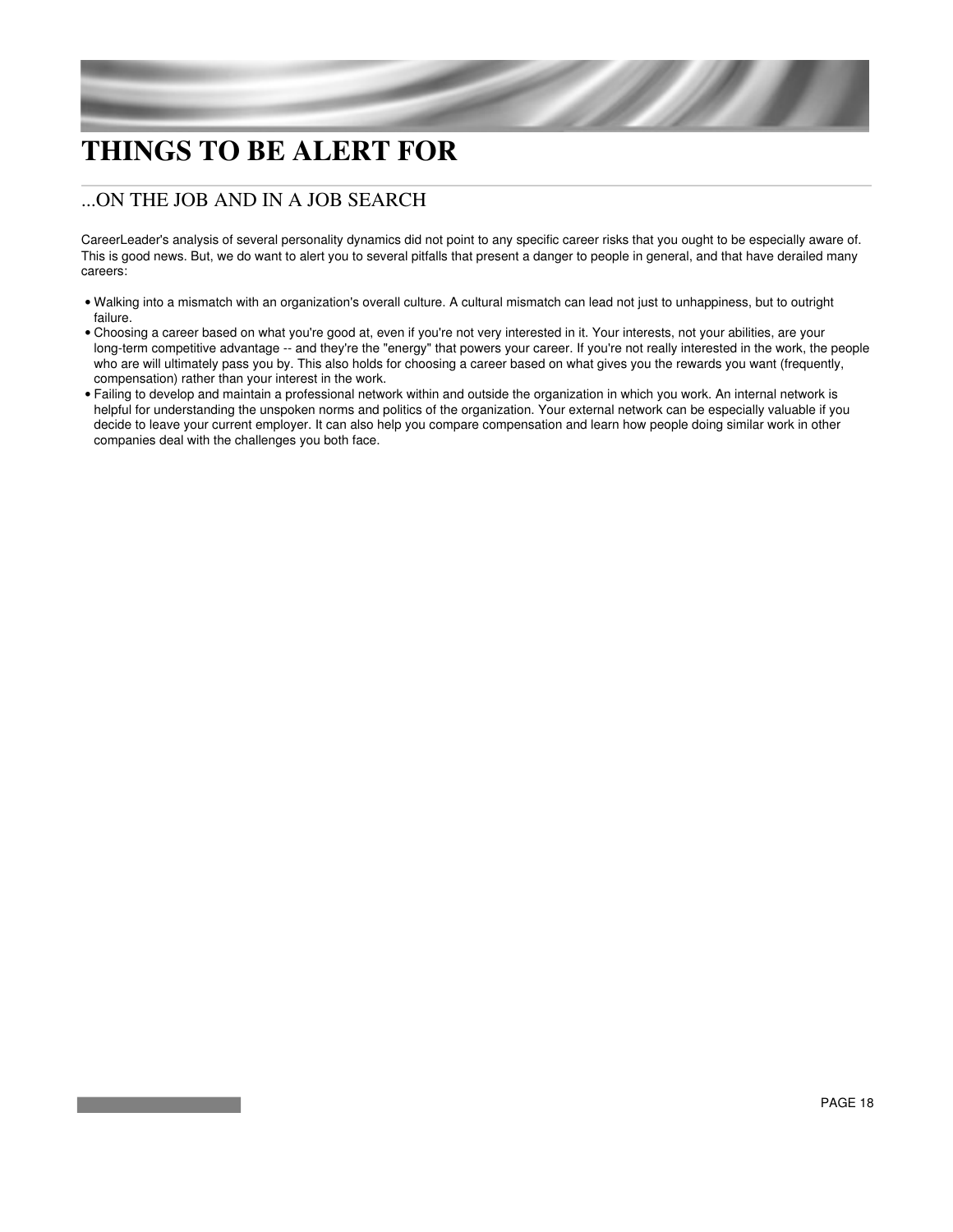# THINGS TO BE ALERT FOR

## ...ON THE JOB AND IN A JOB SEARCH

CareerLeader's analysis of several personality dynamics did not point to any specific career risks that you ought to be especially aware of. This is good news. But, we do want to alert you to several pitfalls that present a danger to people in general, and that have derailed many careers:

- Walking into a mismatch with an organization's overall culture. A cultural mismatch can lead not just to unhappiness, but to outright failure.
- Choosing a career based on what you're good at, even if you're not very interested in it. Your interests, not your abilities, are your long-term competitive advantage -- and they're the "energy" that powers your career. If you're not really interested in the work, the people who are will ultimately pass you by. This also holds for choosing a career based on what gives you the rewards you want (frequently, compensation) rather than your interest in the work.
- Failing to develop and maintain a professional network within and outside the organization in which you work. An internal network is helpful for understanding the unspoken norms and politics of the organization. Your external network can be especially valuable if you decide to leave your current employer. It can also help you compare compensation and learn how people doing similar work in other companies deal with the challenges you both face.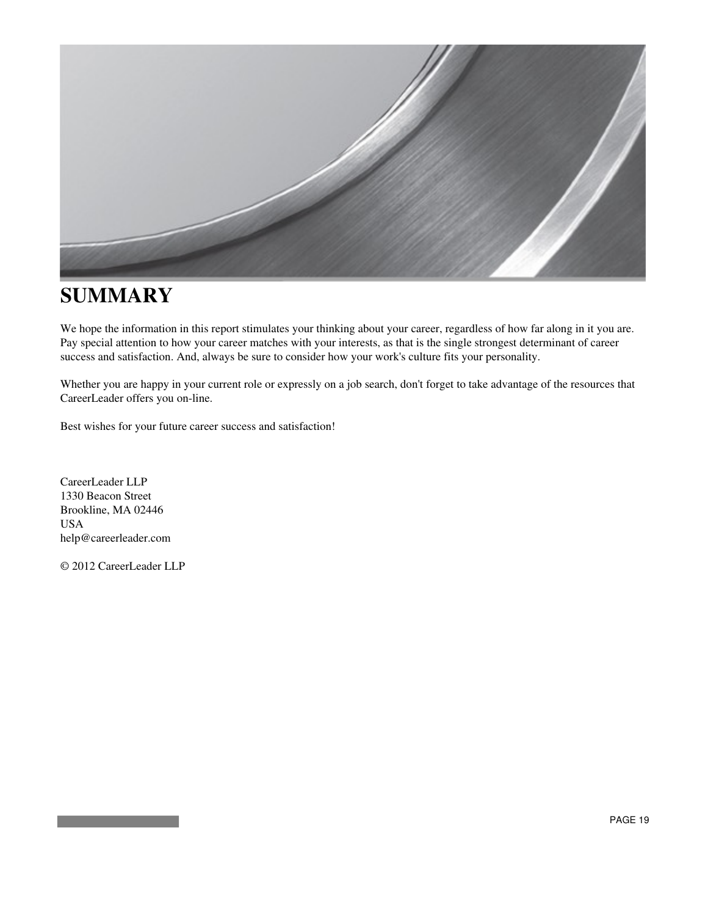# SUMMARY

We hope the information in this report stimulates your thinking about your career, regardless of how far along in it you are. Pay special attention to how your career matches with your interests, as that is the single strongest determinant of career success and satisfaction. And, always be sure to consider how your work's culture fits your personality.

Whether you are happy in your current role or expressly on a job search, don't forget to take advantage of the resources that CareerLeader offers you on-line.

Best wishes for your future career success and satisfaction!

CareerLeader LLP
1330 Beacon Street
Brookline, MA 02446
USA
help@careerleader.com

© 2012 CareerLeader LLP